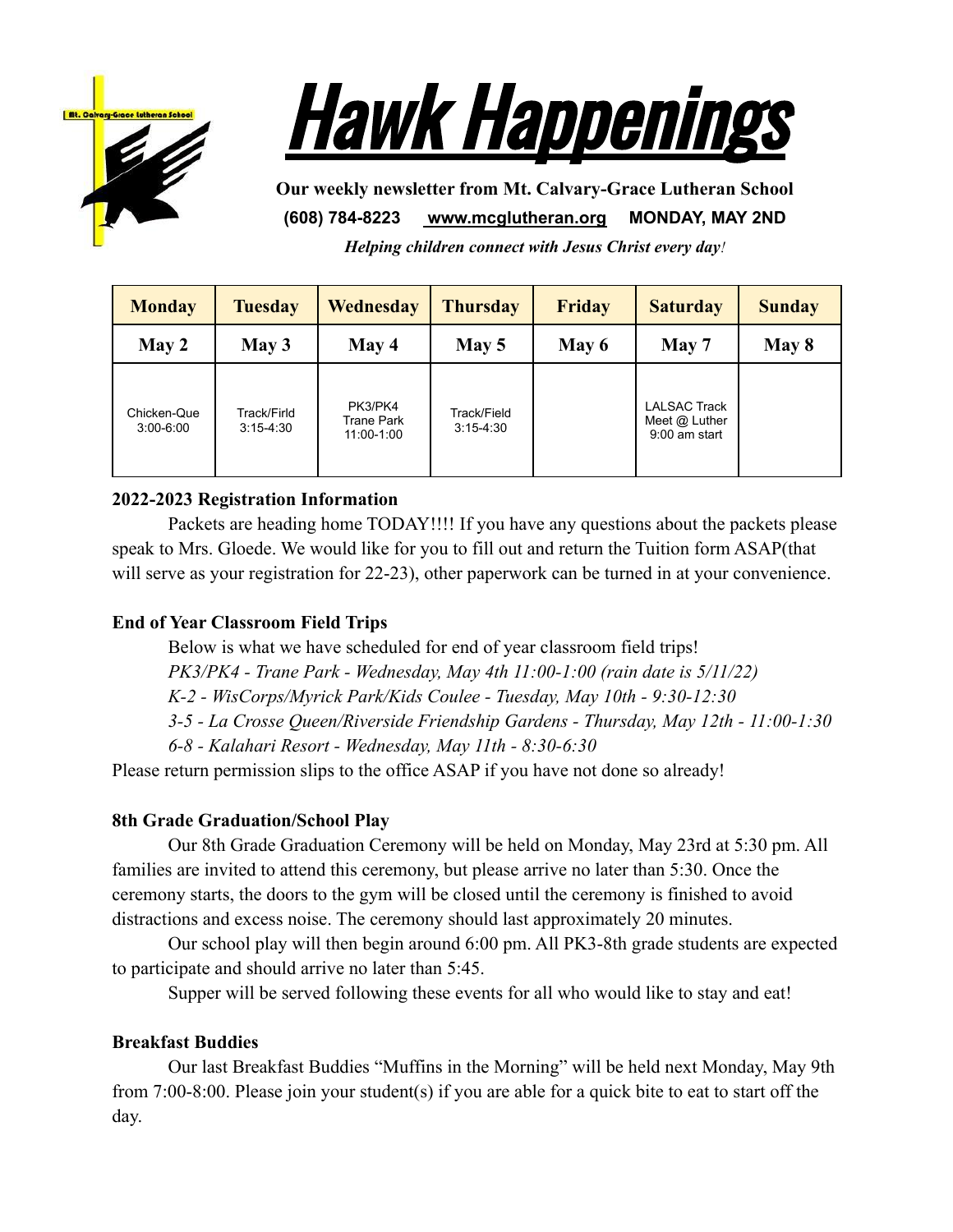# Hawk Happenings

**Our weekly newsletter from Mt. Calvary-Grace Lutheran School**

**(608) 784-8223   www.mcglutheran.org   MONDAY, MAY 2ND**

***Helping children connect with Jesus Christ every day!***

| Monday | Tuesday | Wednesday | Thursday | Friday | Saturday | Sunday |
|---|---|---|---|---|---|---|
| **May 2** | **May 3** | **May 4** | **May 5** | **May 6** | **May 7** | **May 8** |
| Chicken-Que 3:00-6:00 | Track/Firld 3:15-4:30 | PK3/PK4 Trane Park 11:00-1:00 | Track/Field 3:15-4:30 | | LALSAC Track Meet @ Luther 9:00 am start | |

**2022-2023 Registration Information**

Packets are heading home TODAY!!!! If you have any questions about the packets please speak to Mrs. Gloede. We would like for you to fill out and return the Tuition form ASAP(that will serve as your registration for 22-23), other paperwork can be turned in at your convenience.

**End of Year Classroom Field Trips**

Below is what we have scheduled for end of year classroom field trips!

*PK3/PK4 - Trane Park - Wednesday, May 4th 11:00-1:00 (rain date is 5/11/22)*

*K-2 - WisCorps/Myrick Park/Kids Coulee - Tuesday, May 10th - 9:30-12:30*

*3-5 - La Crosse Queen/Riverside Friendship Gardens - Thursday, May 12th - 11:00-1:30*

*6-8 - Kalahari Resort - Wednesday, May 11th - 8:30-6:30*

Please return permission slips to the office ASAP if you have not done so already!

**8th Grade Graduation/School Play**

Our 8th Grade Graduation Ceremony will be held on Monday, May 23rd at 5:30 pm. All families are invited to attend this ceremony, but please arrive no later than 5:30. Once the ceremony starts, the doors to the gym will be closed until the ceremony is finished to avoid distractions and excess noise. The ceremony should last approximately 20 minutes.

Our school play will then begin around 6:00 pm. All PK3-8th grade students are expected to participate and should arrive no later than 5:45.

Supper will be served following these events for all who would like to stay and eat!

**Breakfast Buddies**

Our last Breakfast Buddies "Muffins in the Morning" will be held next Monday, May 9th from 7:00-8:00. Please join your student(s) if you are able for a quick bite to eat to start off the day.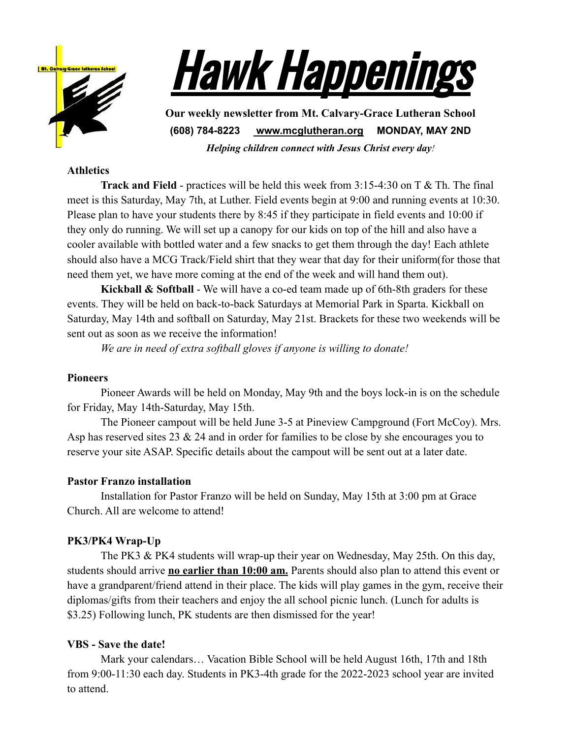# Hawk Happenings

**Our weekly newsletter from Mt. Calvary-Grace Lutheran School**

**(608) 784-8223 [www.mcglutheran.org](http://www.mcglutheran.org) MONDAY, MAY 2ND**

***Helping children connect with Jesus Christ every day!***

**Athletics**

**Track and Field** - practices will be held this week from 3:15-4:30 on T & Th. The final meet is this Saturday, May 7th, at Luther. Field events begin at 9:00 and running events at 10:30. Please plan to have your students there by 8:45 if they participate in field events and 10:00 if they only do running. We will set up a canopy for our kids on top of the hill and also have a cooler available with bottled water and a few snacks to get them through the day! Each athlete should also have a MCG Track/Field shirt that they wear that day for their uniform(for those that need them yet, we have more coming at the end of the week and will hand them out).

**Kickball & Softball** - We will have a co-ed team made up of 6th-8th graders for these events. They will be held on back-to-back Saturdays at Memorial Park in Sparta. Kickball on Saturday, May 14th and softball on Saturday, May 21st. Brackets for these two weekends will be sent out as soon as we receive the information!

*We are in need of extra softball gloves if anyone is willing to donate!*

**Pioneers**

Pioneer Awards will be held on Monday, May 9th and the boys lock-in is on the schedule for Friday, May 14th-Saturday, May 15th.

The Pioneer campout will be held June 3-5 at Pineview Campground (Fort McCoy). Mrs. Asp has reserved sites 23 & 24 and in order for families to be close by she encourages you to reserve your site ASAP. Specific details about the campout will be sent out at a later date.

**Pastor Franzo installation**

Installation for Pastor Franzo will be held on Sunday, May 15th at 3:00 pm at Grace Church. All are welcome to attend!

**PK3/PK4 Wrap-Up**

The PK3 & PK4 students will wrap-up their year on Wednesday, May 25th. On this day, students should arrive **no earlier than 10:00 am.** Parents should also plan to attend this event or have a grandparent/friend attend in their place. The kids will play games in the gym, receive their diplomas/gifts from their teachers and enjoy the all school picnic lunch. (Lunch for adults is $3.25) Following lunch, PK students are then dismissed for the year!

**VBS - Save the date!**

Mark your calendars… Vacation Bible School will be held August 16th, 17th and 18th from 9:00-11:30 each day. Students in PK3-4th grade for the 2022-2023 school year are invited to attend.